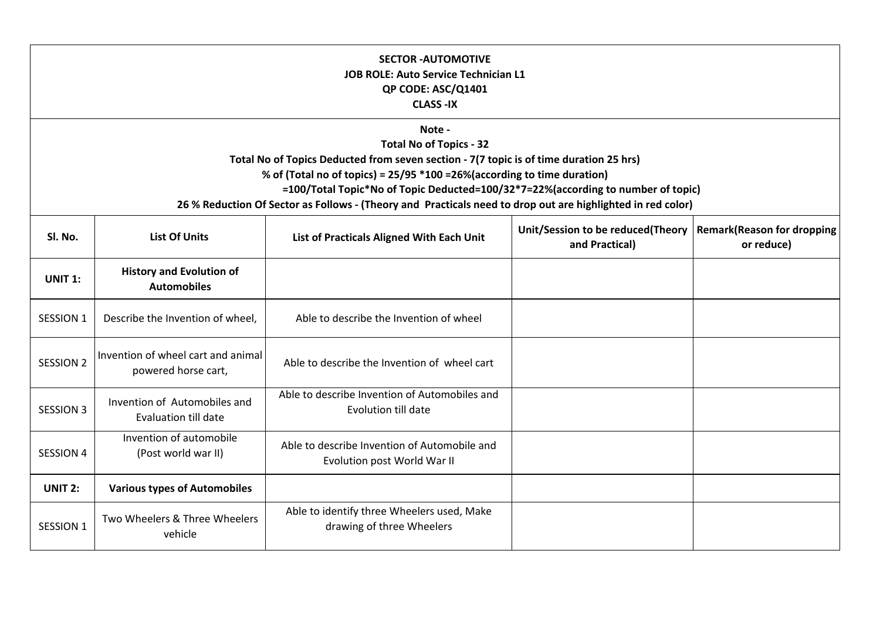**SECTOR -AUTOMOTIVE**
**JOB ROLE: Auto Service Technician L1**
**QP CODE: ASC/Q1401**
**CLASS -IX**

**Note -**
**Total No of Topics - 32**
**Total No of Topics Deducted from seven section - 7(7 topic is of time duration 25 hrs)**
**% of (Total no of topics) = 25/95 *100 =26%(according to time duration)**
**=100/Total Topic*No of Topic Deducted=100/32*7=22%(according to number of topic)**
**26 % Reduction Of Sector as Follows - (Theory and Practicals need to drop out are highlighted in red color)**

| Sl. No. | List Of Units | List of Practicals Aligned With Each Unit | Unit/Session to be reduced(Theory and Practical) | Remark(Reason for dropping or reduce) |
|---|---|---|---|---|
| **UNIT 1:** | **History and Evolution of Automobiles** | | | |
| SESSION 1 | Describe the Invention of wheel, | Able to describe the Invention of wheel | | |
| SESSION 2 | Invention of wheel cart and animal powered horse cart, | Able to describe the Invention of wheel cart | | |
| SESSION 3 | Invention of Automobiles and Evaluation till date | Able to describe Invention of Automobiles and Evolution till date | | |
| SESSION 4 | Invention of automobile (Post world war II) | Able to describe Invention of Automobile and Evolution post World War II | | |
| **UNIT 2:** | **Various types of Automobiles** | | | |
| SESSION 1 | Two Wheelers & Three Wheelers vehicle | Able to identify three Wheelers used, Make drawing of three Wheelers | | |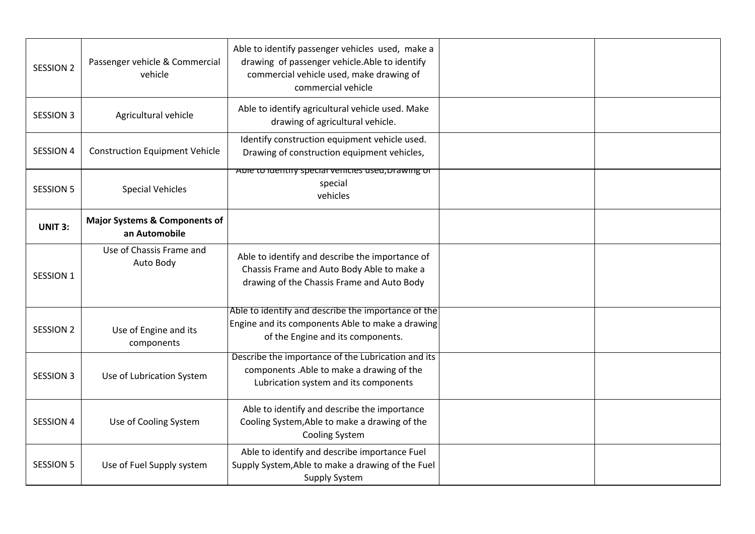| | | | | |
|---|---|---|---|---|
| SESSION 2 | Passenger vehicle & Commercial vehicle | Able to identify passenger vehicles used, make a drawing of passenger vehicle.Able to identify commercial vehicle used, make drawing of commercial vehicle | | |
| SESSION 3 | Agricultural vehicle | Able to identify agricultural vehicle used. Make drawing of agricultural vehicle. | | |
| SESSION 4 | Construction Equipment Vehicle | Identify construction equipment vehicle used. Drawing of construction equipment vehicles, | | |
| SESSION 5 | Special Vehicles | Able to identify special vehicles used,Drawing of special vehicles | | |
| **UNIT 3:** | **Major Systems & Components of an Automobile** | | | |
| SESSION 1 | Use of Chassis Frame and Auto Body | Able to identify and describe the importance of Chassis Frame and Auto Body Able to make a drawing of the Chassis Frame and Auto Body | | |
| SESSION 2 | Use of Engine and its components | Able to identify and describe the importance of the Engine and its components Able to make a drawing of the Engine and its components. | | |
| SESSION 3 | Use of Lubrication System | Describe the importance of the Lubrication and its components .Able to make a drawing of the Lubrication system and its components | | |
| SESSION 4 | Use of Cooling System | Able to identify and describe the importance Cooling System,Able to make a drawing of the Cooling System | | |
| SESSION 5 | Use of Fuel Supply system | Able to identify and describe importance Fuel Supply System,Able to make a drawing of the Fuel Supply System | | |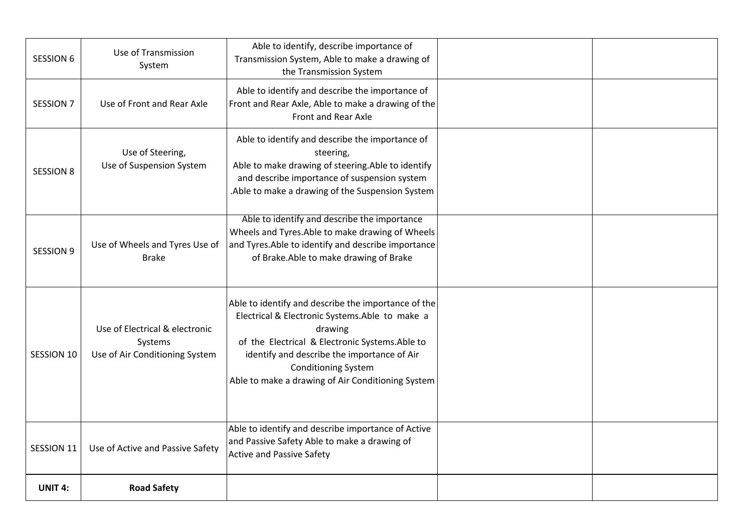| | | | | |
|---|---|---|---|---|
| SESSION 6 | Use of Transmission System | Able to identify, describe importance of Transmission System, Able to make a drawing of the Transmission System | | |
| SESSION 7 | Use of Front and Rear Axle | Able to identify and describe the importance of Front and Rear Axle, Able to make a drawing of the Front and Rear Axle | | |
| SESSION 8 | Use of Steering, Use of Suspension System | Able to identify and describe the importance of steering, Able to make drawing of steering.Able to identify and describe importance of suspension system .Able to make a drawing of the Suspension System | | |
| SESSION 9 | Use of Wheels and Tyres Use of Brake | Able to identify and describe the importance Wheels and Tyres.Able to make drawing of Wheels and Tyres.Able to identify and describe importance of Brake.Able to make drawing of Brake | | |
| SESSION 10 | Use of Electrical & electronic Systems Use of Air Conditioning System | Able to identify and describe the importance of the Electrical & Electronic Systems.Able to make a drawing of the Electrical & Electronic Systems.Able to identify and describe the importance of Air Conditioning System Able to make a drawing of Air Conditioning System | | |
| SESSION 11 | Use of Active and Passive Safety | Able to identify and describe importance of Active and Passive Safety Able to make a drawing of Active and Passive Safety | | |
| **UNIT 4:** | **Road Safety** | | | |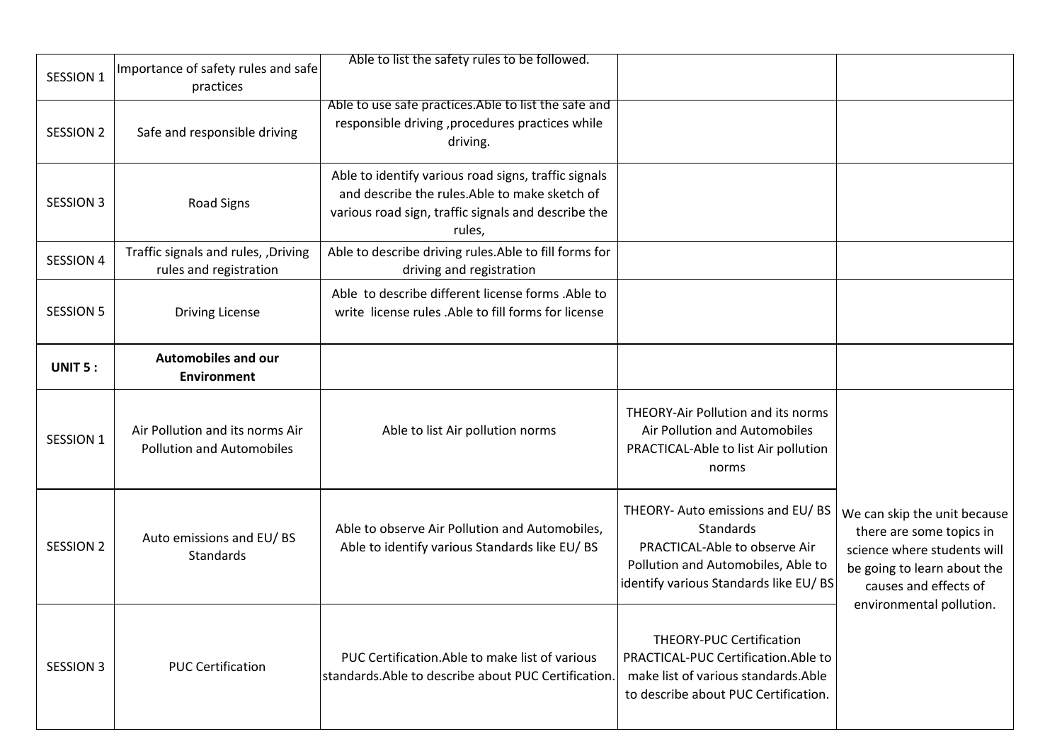| | | | | |
|---|---|---|---|---|
| SESSION 1 | Importance of safety rules and safe practices | Able to list the safety rules to be followed. | | |
| SESSION 2 | Safe and responsible driving | Able to use safe practices.Able to list the safe and responsible driving ,procedures practices while driving. | | |
| SESSION 3 | Road Signs | Able to identify various road signs, traffic signals and describe the rules.Able to make sketch of various road sign, traffic signals and describe the rules, | | |
| SESSION 4 | Traffic signals and rules, ,Driving rules and registration | Able to describe driving rules.Able to fill forms for driving and registration | | |
| SESSION 5 | Driving License | Able to describe different license forms .Able to write license rules .Able to fill forms for license | | |
| **UNIT 5 :** | **Automobiles and our Environment** | | | |
| SESSION 1 | Air Pollution and its norms Air Pollution and Automobiles | Able to list Air pollution norms | THEORY-Air Pollution and its norms Air Pollution and Automobiles PRACTICAL-Able to list Air pollution norms | We can skip the unit because there are some topics in science where students will be going to learn about the causes and effects of environmental pollution. |
| SESSION 2 | Auto emissions and EU/ BS Standards | Able to observe Air Pollution and Automobiles, Able to identify various Standards like EU/ BS | THEORY- Auto emissions and EU/ BS Standards PRACTICAL-Able to observe Air Pollution and Automobiles, Able to identify various Standards like EU/ BS | |
| SESSION 3 | PUC Certification | PUC Certification.Able to make list of various standards.Able to describe about PUC Certification. | THEORY-PUC Certification PRACTICAL-PUC Certification.Able to make list of various standards.Able to describe about PUC Certification. | |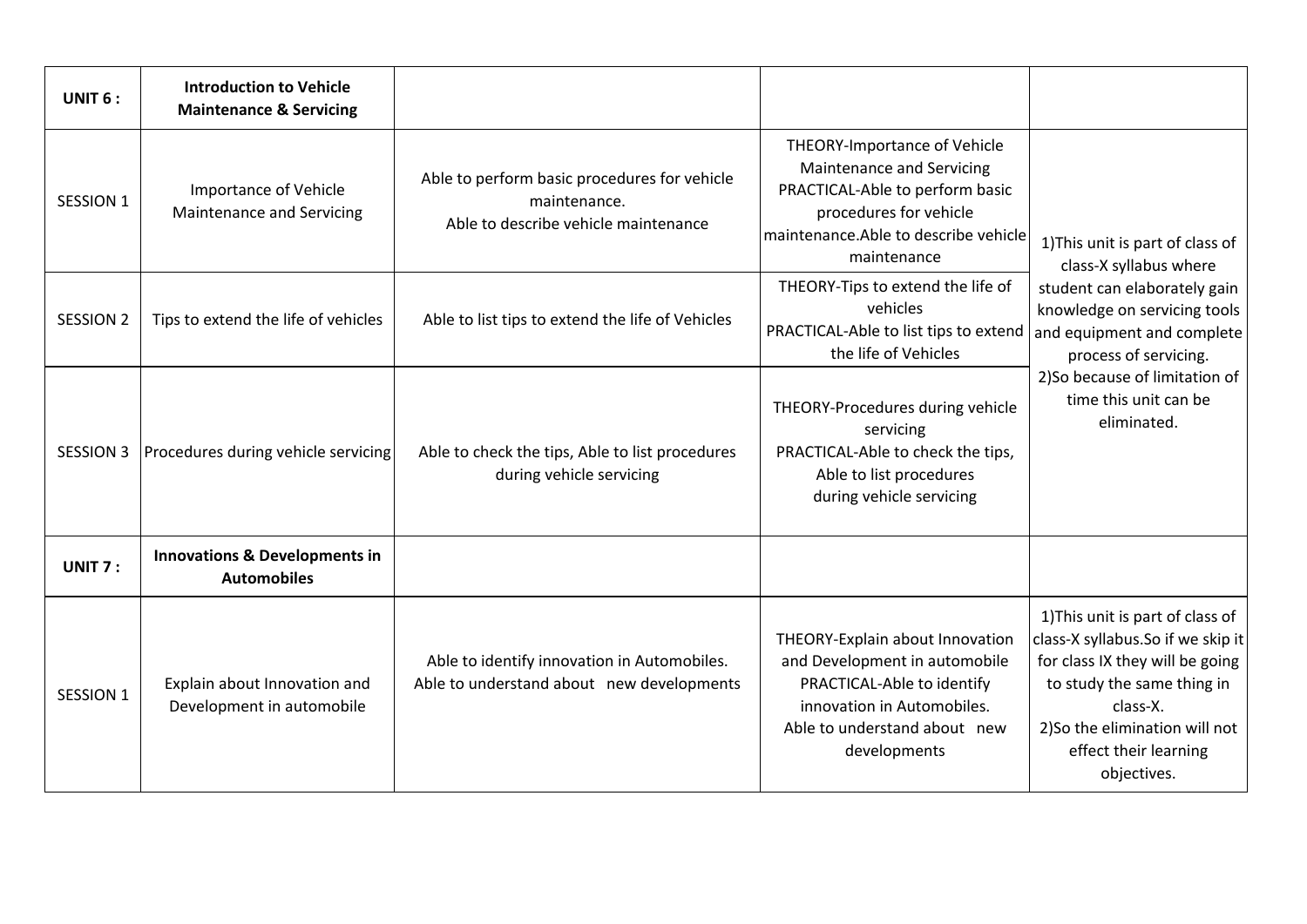| | | | | |
|---|---|---|---|---|
| **UNIT 6 :** | **Introduction to Vehicle Maintenance & Servicing** | | | |
| SESSION 1 | Importance of Vehicle Maintenance and Servicing | Able to perform basic procedures for vehicle maintenance.<br>Able to describe vehicle maintenance | THEORY-Importance of Vehicle Maintenance and Servicing<br>PRACTICAL-Able to perform basic procedures for vehicle maintenance.Able to describe vehicle maintenance | 1)This unit is part of class of class-X syllabus where student can elaborately gain knowledge on servicing tools and equipment and complete process of servicing.<br>2)So because of limitation of time this unit can be eliminated. |
| SESSION 2 | Tips to extend the life of vehicles | Able to list tips to extend the life of Vehicles | THEORY-Tips to extend the life of vehicles<br>PRACTICAL-Able to list tips to extend the life of Vehicles | |
| SESSION 3 | Procedures during vehicle servicing | Able to check the tips, Able to list procedures during vehicle servicing | THEORY-Procedures during vehicle servicing<br>PRACTICAL-Able to check the tips, Able to list procedures during vehicle servicing | |
| **UNIT 7 :** | **Innovations & Developments in Automobiles** | | | |
| SESSION 1 | Explain about Innovation and Development in automobile | Able to identify innovation in Automobiles.<br>Able to understand about new developments | THEORY-Explain about Innovation and Development in automobile<br>PRACTICAL-Able to identify innovation in Automobiles.<br>Able to understand about new developments | 1)This unit is part of class of class-X syllabus.So if we skip it for class IX they will be going to study the same thing in class-X.<br>2)So the elimination will not effect their learning objectives. |